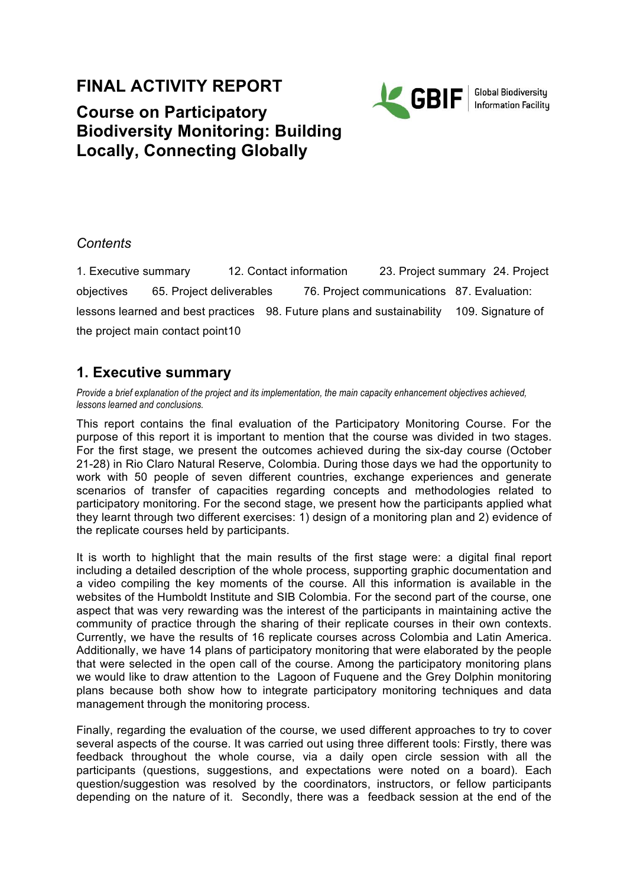# FINAL ACTIVITY REPORT

## Course on Participatory Biodiversity Monitoring: Building Locally, Connecting Globally

*Contents*

1. Executive summary 12. Contact information 23. Project summary 24. Project objectives 65. Project deliverables 76. Project communications 87. Evaluation: lessons learned and best practices 98. Future plans and sustainability 109. Signature of the project main contact point10

## 1. Executive summary

*Provide a brief explanation of the project and its implementation, the main capacity enhancement objectives achieved, lessons learned and conclusions.*

This report contains the final evaluation of the Participatory Monitoring Course. For the purpose of this report it is important to mention that the course was divided in two stages. For the first stage, we present the outcomes achieved during the six-day course (October 21-28) in Rio Claro Natural Reserve, Colombia. During those days we had the opportunity to work with 50 people of seven different countries, exchange experiences and generate scenarios of transfer of capacities regarding concepts and methodologies related to participatory monitoring. For the second stage, we present how the participants applied what they learnt through two different exercises: 1) design of a monitoring plan and 2) evidence of the replicate courses held by participants.

It is worth to highlight that the main results of the first stage were: a digital final report including a detailed description of the whole process, supporting graphic documentation and a video compiling the key moments of the course. All this information is available in the websites of the Humboldt Institute and SIB Colombia. For the second part of the course, one aspect that was very rewarding was the interest of the participants in maintaining active the community of practice through the sharing of their replicate courses in their own contexts. Currently, we have the results of 16 replicate courses across Colombia and Latin America. Additionally, we have 14 plans of participatory monitoring that were elaborated by the people that were selected in the open call of the course. Among the participatory monitoring plans we would like to draw attention to the Lagoon of Fuquene and the Grey Dolphin monitoring plans because both show how to integrate participatory monitoring techniques and data management through the monitoring process.

Finally, regarding the evaluation of the course, we used different approaches to try to cover several aspects of the course. It was carried out using three different tools: Firstly, there was feedback throughout the whole course, via a daily open circle session with all the participants (questions, suggestions, and expectations were noted on a board). Each question/suggestion was resolved by the coordinators, instructors, or fellow participants depending on the nature of it. Secondly, there was a feedback session at the end of the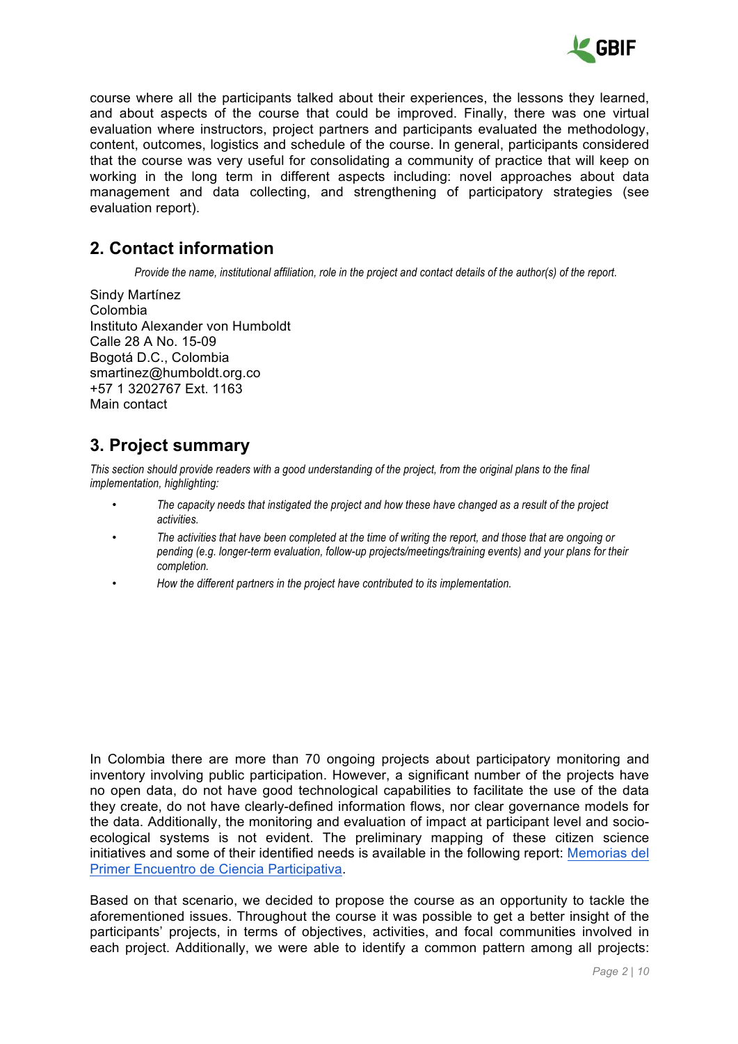course where all the participants talked about their experiences, the lessons they learned, and about aspects of the course that could be improved. Finally, there was one virtual evaluation where instructors, project partners and participants evaluated the methodology, content, outcomes, logistics and schedule of the course. In general, participants considered that the course was very useful for consolidating a community of practice that will keep on working in the long term in different aspects including: novel approaches about data management and data collecting, and strengthening of participatory strategies (see evaluation report).

## 2. Contact information

*Provide the name, institutional affiliation, role in the project and contact details of the author(s) of the report.*

Sindy Martínez
Colombia
Instituto Alexander von Humboldt
Calle 28 A No. 15-09
Bogotá D.C., Colombia
smartinez@humboldt.org.co
+57 1 3202767 Ext. 1163
Main contact

## 3. Project summary

*This section should provide readers with a good understanding of the project, from the original plans to the final implementation, highlighting:*

- *The capacity needs that instigated the project and how these have changed as a result of the project activities.*
- *The activities that have been completed at the time of writing the report, and those that are ongoing or pending (e.g. longer-term evaluation, follow-up projects/meetings/training events) and your plans for their completion.*
- *How the different partners in the project have contributed to its implementation.*

In Colombia there are more than 70 ongoing projects about participatory monitoring and inventory involving public participation. However, a significant number of the projects have no open data, do not have good technological capabilities to facilitate the use of the data they create, do not have clearly-defined information flows, nor clear governance models for the data. Additionally, the monitoring and evaluation of impact at participant level and socio-ecological systems is not evident. The preliminary mapping of these citizen science initiatives and some of their identified needs is available in the following report: [Memorias del Primer Encuentro de Ciencia Participativa](#).

Based on that scenario, we decided to propose the course as an opportunity to tackle the aforementioned issues. Throughout the course it was possible to get a better insight of the participants' projects, in terms of objectives, activities, and focal communities involved in each project. Additionally, we were able to identify a common pattern among all projects: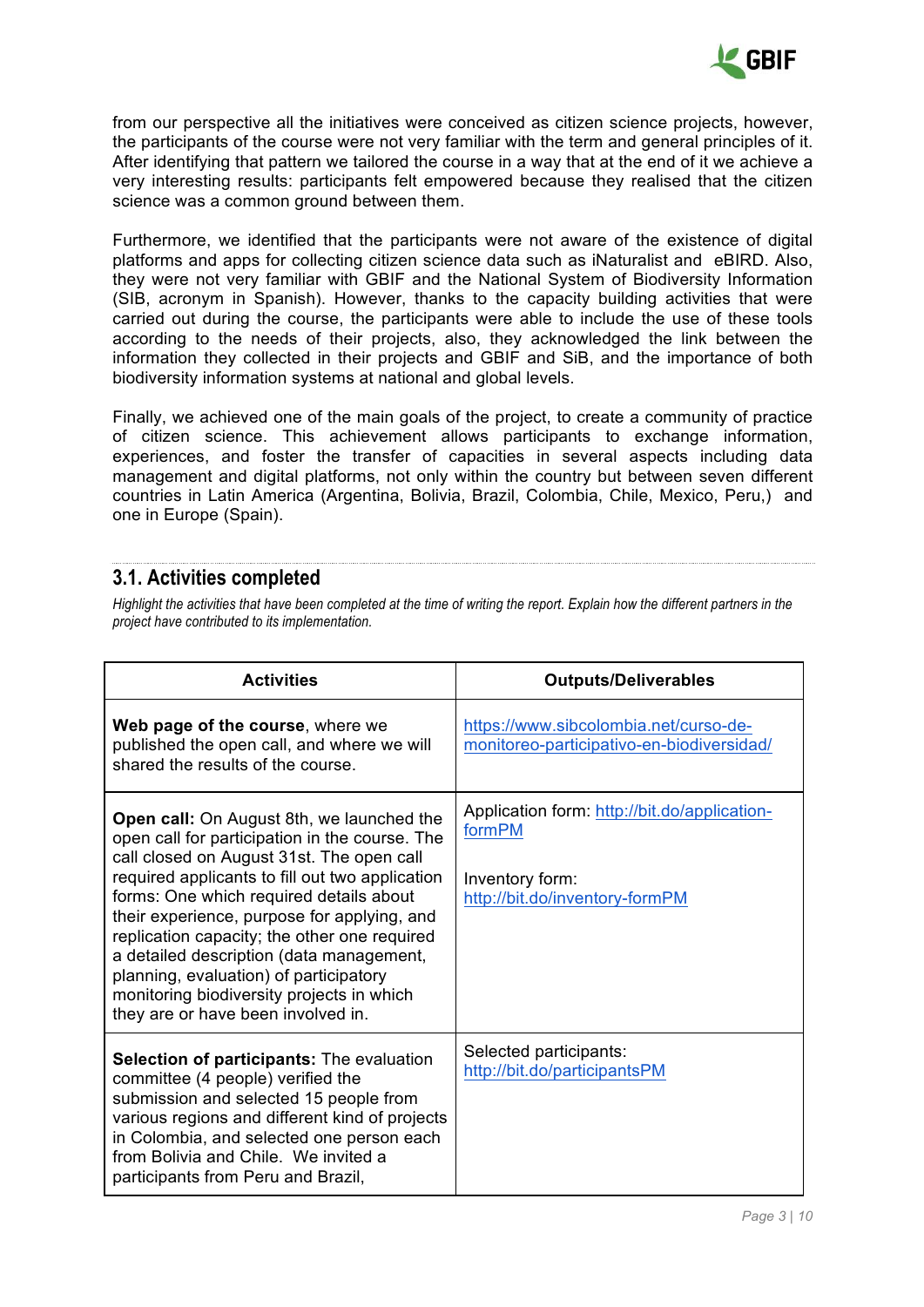from our perspective all the initiatives were conceived as citizen science projects, however, the participants of the course were not very familiar with the term and general principles of it. After identifying that pattern we tailored the course in a way that at the end of it we achieve a very interesting results: participants felt empowered because they realised that the citizen science was a common ground between them.

Furthermore, we identified that the participants were not aware of the existence of digital platforms and apps for collecting citizen science data such as iNaturalist and eBIRD. Also, they were not very familiar with GBIF and the National System of Biodiversity Information (SIB, acronym in Spanish). However, thanks to the capacity building activities that were carried out during the course, the participants were able to include the use of these tools according to the needs of their projects, also, they acknowledged the link between the information they collected in their projects and GBIF and SiB, and the importance of both biodiversity information systems at national and global levels.

Finally, we achieved one of the main goals of the project, to create a community of practice of citizen science. This achievement allows participants to exchange information, experiences, and foster the transfer of capacities in several aspects including data management and digital platforms, not only within the country but between seven different countries in Latin America (Argentina, Bolivia, Brazil, Colombia, Chile, Mexico, Peru,) and one in Europe (Spain).

## 3.1. Activities completed

*Highlight the activities that have been completed at the time of writing the report. Explain how the different partners in the project have contributed to its implementation.*

| Activities | Outputs/Deliverables |
|---|---|
| **Web page of the course**, where we published the open call, and where we will shared the results of the course. | https://www.sibcolombia.net/curso-de-monitoreo-participativo-en-biodiversidad/ |
| **Open call:** On August 8th, we launched the open call for participation in the course. The call closed on August 31st. The open call required applicants to fill out two application forms: One which required details about their experience, purpose for applying, and replication capacity; the other one required a detailed description (data management, planning, evaluation) of participatory monitoring biodiversity projects in which they are or have been involved in. | Application form: http://bit.do/application-formPM<br><br>Inventory form: http://bit.do/inventory-formPM |
| **Selection of participants:** The evaluation committee (4 people) verified the submission and selected 15 people from various regions and different kind of projects in Colombia, and selected one person each from Bolivia and Chile. We invited a participants from Peru and Brazil, | Selected participants: http://bit.do/participantsPM |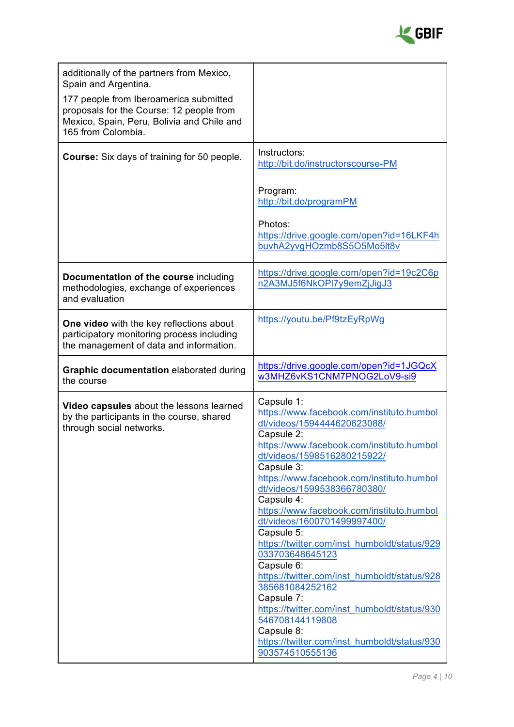| | |
|---|---|
| additionally of the partners from Mexico, Spain and Argentina.<br><br>177 people from Iberoamerica submitted proposals for the Course: 12 people from Mexico, Spain, Peru, Bolivia and Chile and 165 from Colombia. | |
| **Course:** Six days of training for 50 people. | Instructors:<br>http://bit.do/instructorscourse-PM<br><br>Program:<br>http://bit.do/programPM<br><br>Photos:<br>https://drive.google.com/open?id=16LKF4hbuvhA2yvgHOzmb8S5O5Mo5lt8v |
| **Documentation of the course** including methodologies, exchange of experiences and evaluation | https://drive.google.com/open?id=19c2C6pn2A3MJ5f6NkOPl7y9emZjJigJ3 |
| **One video** with the key reflections about participatory monitoring process including the management of data and information. | https://youtu.be/Pf9tzEyRpWg |
| **Graphic documentation** elaborated during the course | https://drive.google.com/open?id=1JGQcXw3MHZ6vKS1CNM7PNOG2LoV9-si9 |
| **Video capsules** about the lessons learned by the participants in the course, shared through social networks. | Capsule 1:<br>https://www.facebook.com/instituto.humboldt/videos/1594444620623088/<br>Capsule 2:<br>https://www.facebook.com/instituto.humboldt/videos/1598516280215922/<br>Capsule 3:<br>https://www.facebook.com/instituto.humboldt/videos/1599538366780380/<br>Capsule 4:<br>https://www.facebook.com/instituto.humboldt/videos/1600701499997400/<br>Capsule 5:<br>https://twitter.com/inst_humboldt/status/929033703648645123<br>Capsule 6:<br>https://twitter.com/inst_humboldt/status/928385681084252162<br>Capsule 7:<br>https://twitter.com/inst_humboldt/status/930546708144119808<br>Capsule 8:<br>https://twitter.com/inst_humboldt/status/930903574510555136 |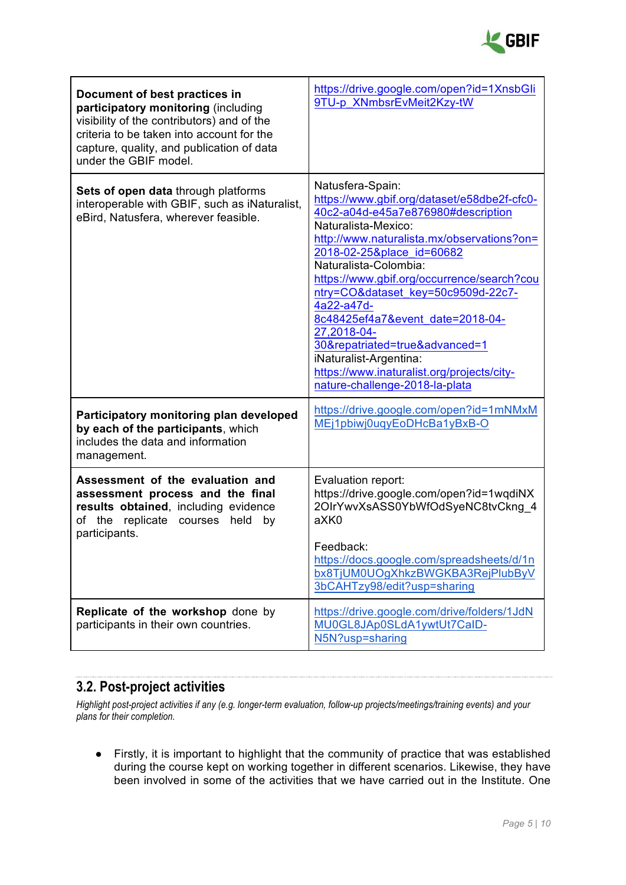| | |
|---|---|
| **Document of best practices in participatory monitoring** (including visibility of the contributors) and of the criteria to be taken into account for the capture, quality, and publication of data under the GBIF model. | https://drive.google.com/open?id=1XnsbGIi9TU-p_XNmbsrEvMeit2Kzy-tW |
| **Sets of open data** through platforms interoperable with GBIF, such as iNaturalist, eBird, Natusfera, wherever feasible. | Natusfera-Spain: https://www.gbif.org/dataset/e58dbe2f-cfc0-40c2-a04d-e45a7e876980#description Naturalista-Mexico: http://www.naturalista.mx/observations?on=2018-02-25&place_id=60682 Naturalista-Colombia: https://www.gbif.org/occurrence/search?country=CO&dataset_key=50c9509d-22c7-4a22-a47d-8c48425ef4a7&event_date=2018-04-27,2018-04-30&repatriated=true&advanced=1 iNaturalist-Argentina: https://www.inaturalist.org/projects/city-nature-challenge-2018-la-plata |
| **Participatory monitoring plan developed by each of the participants**, which includes the data and information management. | https://drive.google.com/open?id=1mNMxMMEj1pbiwj0uqyEoDHcBa1yBxB-O |
| **Assessment of the evaluation and assessment process and the final results obtained**, including evidence of the replicate courses held by participants. | Evaluation report: https://drive.google.com/open?id=1wqdiNX2OIrYwvXsASS0YbWfOdSyeNC8tvCkng_4aXK0<br><br>Feedback: https://docs.google.com/spreadsheets/d/1nbx8TjUM0UOgXhkzBWGKBA3RejPlubByV3bCAHTzy98/edit?usp=sharing |
| **Replicate of the workshop** done by participants in their own countries. | https://drive.google.com/drive/folders/1JdNMU0GL8JAp0SLdA1ywtUt7CaID-N5N?usp=sharing |

## 3.2. Post-project activities

*Highlight post-project activities if any (e.g. longer-term evaluation, follow-up projects/meetings/training events) and your plans for their completion.*

- Firstly, it is important to highlight that the community of practice that was established during the course kept on working together in different scenarios. Likewise, they have been involved in some of the activities that we have carried out in the Institute. One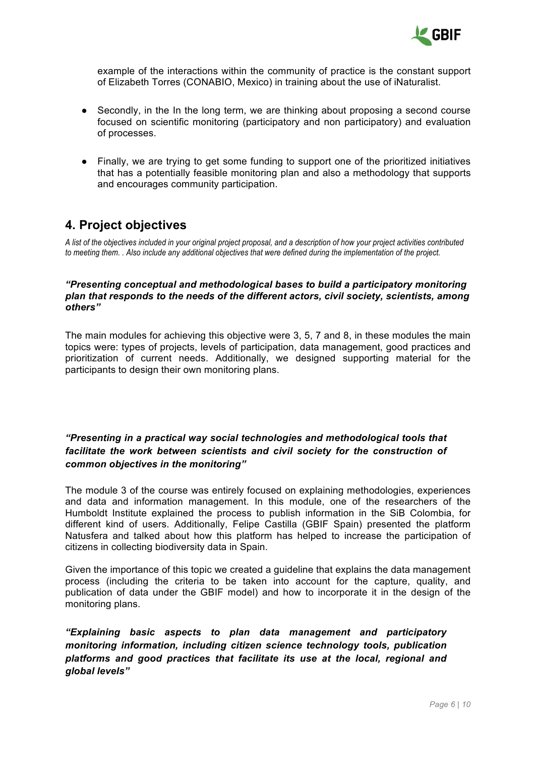example of the interactions within the community of practice is the constant support of Elizabeth Torres (CONABIO, Mexico) in training about the use of iNaturalist.

- Secondly, in the In the long term, we are thinking about proposing a second course focused on scientific monitoring (participatory and non participatory) and evaluation of processes.

- Finally, we are trying to get some funding to support one of the prioritized initiatives that has a potentially feasible monitoring plan and also a methodology that supports and encourages community participation.

## 4. Project objectives

*A list of the objectives included in your original project proposal, and a description of how your project activities contributed to meeting them. . Also include any additional objectives that were defined during the implementation of the project.*

***"Presenting conceptual and methodological bases to build a participatory monitoring plan that responds to the needs of the different actors, civil society, scientists, among others"***

The main modules for achieving this objective were 3, 5, 7 and 8, in these modules the main topics were: types of projects, levels of participation, data management, good practices and prioritization of current needs. Additionally, we designed supporting material for the participants to design their own monitoring plans.

***"Presenting in a practical way social technologies and methodological tools that facilitate the work between scientists and civil society for the construction of common objectives in the monitoring"***

The module 3 of the course was entirely focused on explaining methodologies, experiences and data and information management. In this module, one of the researchers of the Humboldt Institute explained the process to publish information in the SiB Colombia, for different kind of users. Additionally, Felipe Castilla (GBIF Spain) presented the platform Natusfera and talked about how this platform has helped to increase the participation of citizens in collecting biodiversity data in Spain.

Given the importance of this topic we created a guideline that explains the data management process (including the criteria to be taken into account for the capture, quality, and publication of data under the GBIF model) and how to incorporate it in the design of the monitoring plans.

***"Explaining basic aspects to plan data management and participatory monitoring information, including citizen science technology tools, publication platforms and good practices that facilitate its use at the local, regional and global levels"***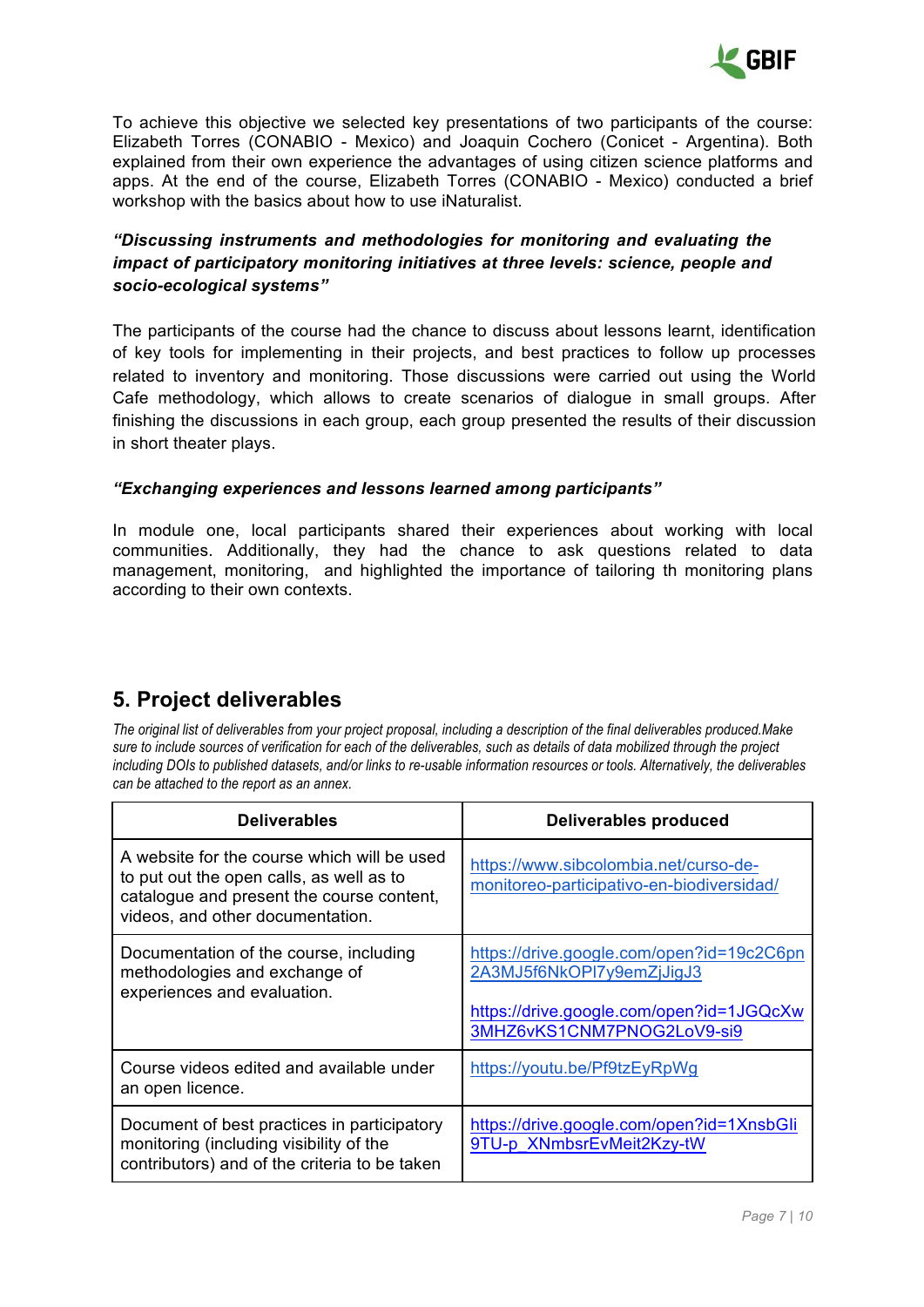To achieve this objective we selected key presentations of two participants of the course: Elizabeth Torres (CONABIO - Mexico) and Joaquin Cochero (Conicet - Argentina). Both explained from their own experience the advantages of using citizen science platforms and apps. At the end of the course, Elizabeth Torres (CONABIO - Mexico) conducted a brief workshop with the basics about how to use iNaturalist.

***"Discussing instruments and methodologies for monitoring and evaluating the impact of participatory monitoring initiatives at three levels: science, people and socio-ecological systems"***

The participants of the course had the chance to discuss about lessons learnt, identification of key tools for implementing in their projects, and best practices to follow up processes related to inventory and monitoring. Those discussions were carried out using the World Cafe methodology, which allows to create scenarios of dialogue in small groups. After finishing the discussions in each group, each group presented the results of their discussion in short theater plays.

***"Exchanging experiences and lessons learned among participants"***

In module one, local participants shared their experiences about working with local communities. Additionally, they had the chance to ask questions related to data management, monitoring, and highlighted the importance of tailoring th monitoring plans according to their own contexts.

## 5. Project deliverables

*The original list of deliverables from your project proposal, including a description of the final deliverables produced.Make sure to include sources of verification for each of the deliverables, such as details of data mobilized through the project including DOIs to published datasets, and/or links to re-usable information resources or tools. Alternatively, the deliverables can be attached to the report as an annex.*

| Deliverables | Deliverables produced |
|---|---|
| A website for the course which will be used to put out the open calls, as well as to catalogue and present the course content, videos, and other documentation. | https://www.sibcolombia.net/curso-de-monitoreo-participativo-en-biodiversidad/ |
| Documentation of the course, including methodologies and exchange of experiences and evaluation. | https://drive.google.com/open?id=19c2C6pn2A3MJ5f6NkOPI7y9emZjJigJ3<br><br>https://drive.google.com/open?id=1JGQcXw3MHZ6vKS1CNM7PNOG2LoV9-si9 |
| Course videos edited and available under an open licence. | https://youtu.be/Pf9tzEyRpWg |
| Document of best practices in participatory monitoring (including visibility of the contributors) and of the criteria to be taken | https://drive.google.com/open?id=1XnsbGIi9TU-p_XNmbsrEvMeit2Kzy-tW |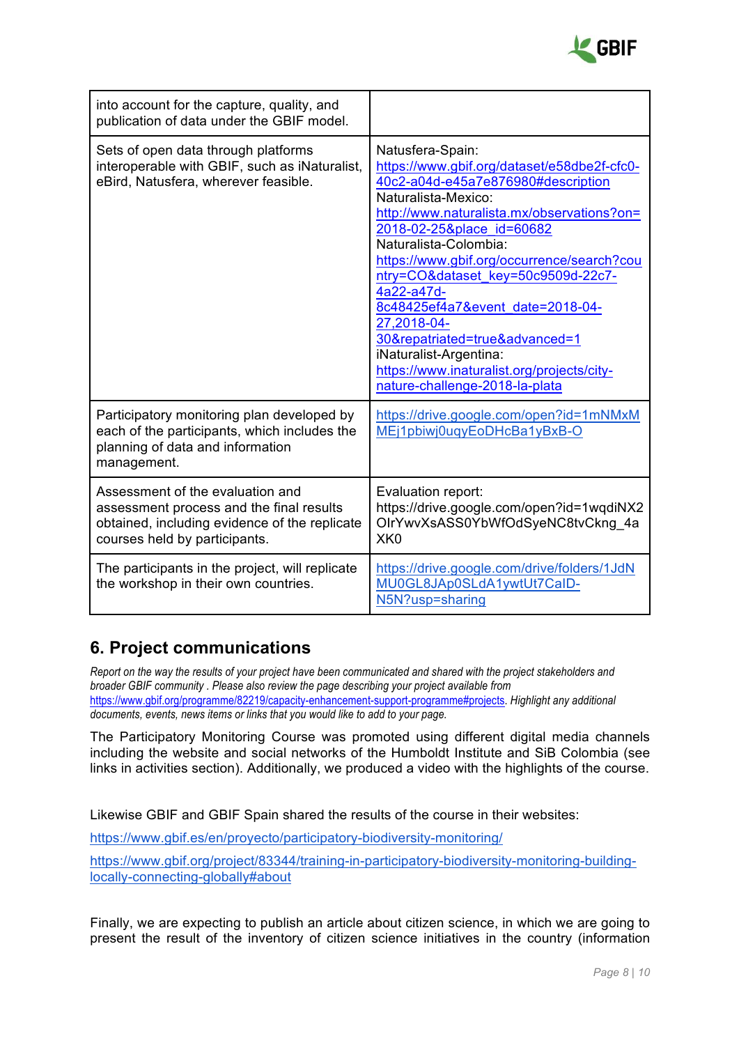| | |
|---|---|
| into account for the capture, quality, and publication of data under the GBIF model. | |
| Sets of open data through platforms interoperable with GBIF, such as iNaturalist, eBird, Natusfera, wherever feasible. | Natusfera-Spain: https://www.gbif.org/dataset/e58dbe2f-cfc0-40c2-a04d-e45a7e876980#description<br>Naturalista-Mexico: http://www.naturalista.mx/observations?on=2018-02-25&place_id=60682<br>Naturalista-Colombia: https://www.gbif.org/occurrence/search?country=CO&dataset_key=50c9509d-22c7-4a22-a47d-8c48425ef4a7&event_date=2018-04-27,2018-04-30&repatriated=true&advanced=1<br>iNaturalist-Argentina: https://www.inaturalist.org/projects/city-nature-challenge-2018-la-plata |
| Participatory monitoring plan developed by each of the participants, which includes the planning of data and information management. | https://drive.google.com/open?id=1mNMxMMEj1pbiwj0uqyEoDHcBa1yBxB-O |
| Assessment of the evaluation and assessment process and the final results obtained, including evidence of the replicate courses held by participants. | Evaluation report: https://drive.google.com/open?id=1wqdiNX2OIrYwvXsASS0YbWfOdSyeNC8tvCkng_4aXK0 |
| The participants in the project, will replicate the workshop in their own countries. | https://drive.google.com/drive/folders/1JdNMU0GL8JAp0SLdA1ywtUt7CalD-N5N?usp=sharing |

## 6. Project communications

*Report on the way the results of your project have been communicated and shared with the project stakeholders and broader GBIF community . Please also review the page describing your project available from* https://www.gbif.org/programme/82219/capacity-enhancement-support-programme#projects. *Highlight any additional documents, events, news items or links that you would like to add to your page.*

The Participatory Monitoring Course was promoted using different digital media channels including the website and social networks of the Humboldt Institute and SiB Colombia (see links in activities section). Additionally, we produced a video with the highlights of the course.

Likewise GBIF and GBIF Spain shared the results of the course in their websites:

https://www.gbif.es/en/proyecto/participatory-biodiversity-monitoring/

https://www.gbif.org/project/83344/training-in-participatory-biodiversity-monitoring-building-locally-connecting-globally#about

Finally, we are expecting to publish an article about citizen science, in which we are going to present the result of the inventory of citizen science initiatives in the country (information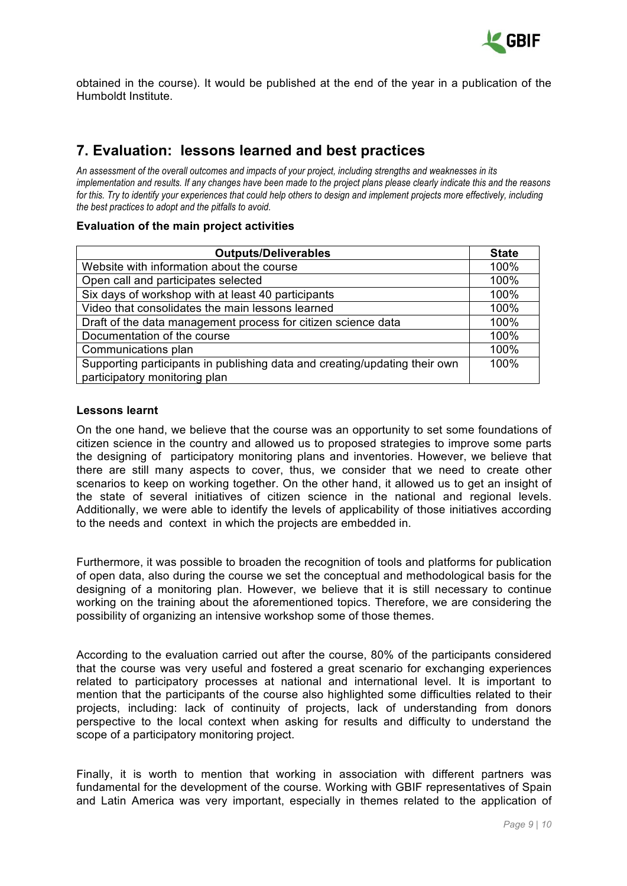obtained in the course). It would be published at the end of the year in a publication of the Humboldt Institute.

## 7. Evaluation: lessons learned and best practices

*An assessment of the overall outcomes and impacts of your project, including strengths and weaknesses in its implementation and results. If any changes have been made to the project plans please clearly indicate this and the reasons for this. Try to identify your experiences that could help others to design and implement projects more effectively, including the best practices to adopt and the pitfalls to avoid.*

**Evaluation of the main project activities**

| Outputs/Deliverables | State |
| --- | --- |
| Website with information about the course | 100% |
| Open call and participates selected | 100% |
| Six days of workshop with at least 40 participants | 100% |
| Video that consolidates the main lessons learned | 100% |
| Draft of the data management process for citizen science data | 100% |
| Documentation of the course | 100% |
| Communications plan | 100% |
| Supporting participants in publishing data and creating/updating their own participatory monitoring plan | 100% |

**Lessons learnt**

On the one hand, we believe that the course was an opportunity to set some foundations of citizen science in the country and allowed us to proposed strategies to improve some parts the designing of participatory monitoring plans and inventories. However, we believe that there are still many aspects to cover, thus, we consider that we need to create other scenarios to keep on working together. On the other hand, it allowed us to get an insight of the state of several initiatives of citizen science in the national and regional levels. Additionally, we were able to identify the levels of applicability of those initiatives according to the needs and context in which the projects are embedded in.

Furthermore, it was possible to broaden the recognition of tools and platforms for publication of open data, also during the course we set the conceptual and methodological basis for the designing of a monitoring plan. However, we believe that it is still necessary to continue working on the training about the aforementioned topics. Therefore, we are considering the possibility of organizing an intensive workshop some of those themes.

According to the evaluation carried out after the course, 80% of the participants considered that the course was very useful and fostered a great scenario for exchanging experiences related to participatory processes at national and international level. It is important to mention that the participants of the course also highlighted some difficulties related to their projects, including: lack of continuity of projects, lack of understanding from donors perspective to the local context when asking for results and difficulty to understand the scope of a participatory monitoring project.

Finally, it is worth to mention that working in association with different partners was fundamental for the development of the course. Working with GBIF representatives of Spain and Latin America was very important, especially in themes related to the application of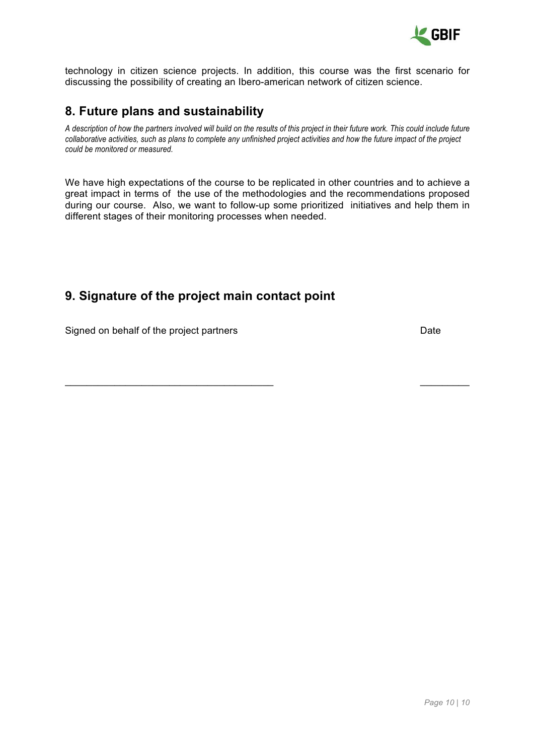technology in citizen science projects. In addition, this course was the first scenario for discussing the possibility of creating an Ibero-american network of citizen science.

## 8. Future plans and sustainability

*A description of how the partners involved will build on the results of this project in their future work. This could include future collaborative activities, such as plans to complete any unfinished project activities and how the future impact of the project could be monitored or measured.*

We have high expectations of the course to be replicated in other countries and to achieve a great impact in terms of the use of the methodologies and the recommendations proposed during our course. Also, we want to follow-up some prioritized initiatives and help them in different stages of their monitoring processes when needed.

## 9. Signature of the project main contact point

Signed on behalf of the project partners — Date

_____________________________________ _________